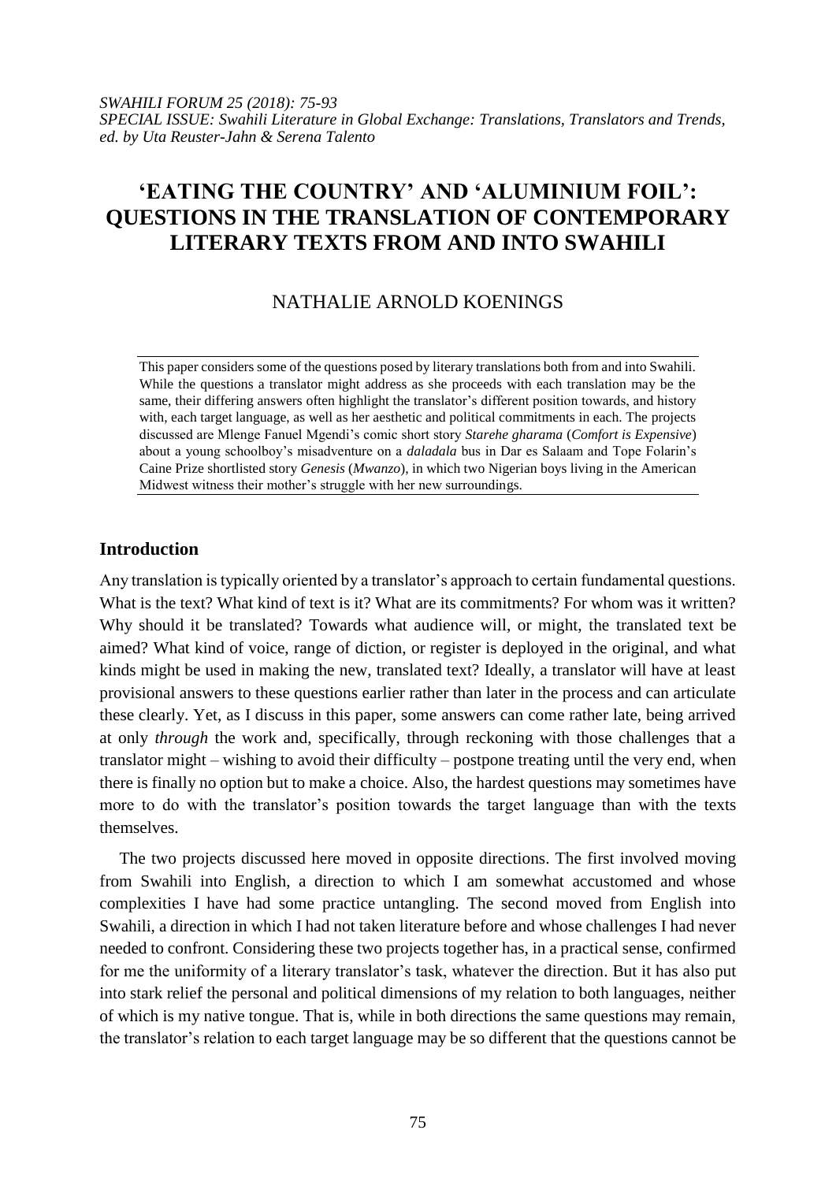*SWAHILI FORUM 25 (2018): 75-93*
*SPECIAL ISSUE: Swahili Literature in Global Exchange: Translations, Translators and Trends, ed. by Uta Reuster-Jahn & Serena Talento*

# 'EATING THE COUNTRY' AND 'ALUMINIUM FOIL': QUESTIONS IN THE TRANSLATION OF CONTEMPORARY LITERARY TEXTS FROM AND INTO SWAHILI

NATHALIE ARNOLD KOENINGS

This paper considers some of the questions posed by literary translations both from and into Swahili. While the questions a translator might address as she proceeds with each translation may be the same, their differing answers often highlight the translator's different position towards, and history with, each target language, as well as her aesthetic and political commitments in each. The projects discussed are Mlenge Fanuel Mgendi's comic short story *Starehe gharama* (*Comfort is Expensive*) about a young schoolboy's misadventure on a *daladala* bus in Dar es Salaam and Tope Folarin's Caine Prize shortlisted story *Genesis* (*Mwanzo*), in which two Nigerian boys living in the American Midwest witness their mother's struggle with her new surroundings.

## Introduction

Any translation is typically oriented by a translator's approach to certain fundamental questions. What is the text? What kind of text is it? What are its commitments? For whom was it written? Why should it be translated? Towards what audience will, or might, the translated text be aimed? What kind of voice, range of diction, or register is deployed in the original, and what kinds might be used in making the new, translated text? Ideally, a translator will have at least provisional answers to these questions earlier rather than later in the process and can articulate these clearly. Yet, as I discuss in this paper, some answers can come rather late, being arrived at only *through* the work and, specifically, through reckoning with those challenges that a translator might – wishing to avoid their difficulty – postpone treating until the very end, when there is finally no option but to make a choice. Also, the hardest questions may sometimes have more to do with the translator's position towards the target language than with the texts themselves.

The two projects discussed here moved in opposite directions. The first involved moving from Swahili into English, a direction to which I am somewhat accustomed and whose complexities I have had some practice untangling. The second moved from English into Swahili, a direction in which I had not taken literature before and whose challenges I had never needed to confront. Considering these two projects together has, in a practical sense, confirmed for me the uniformity of a literary translator's task, whatever the direction. But it has also put into stark relief the personal and political dimensions of my relation to both languages, neither of which is my native tongue. That is, while in both directions the same questions may remain, the translator's relation to each target language may be so different that the questions cannot be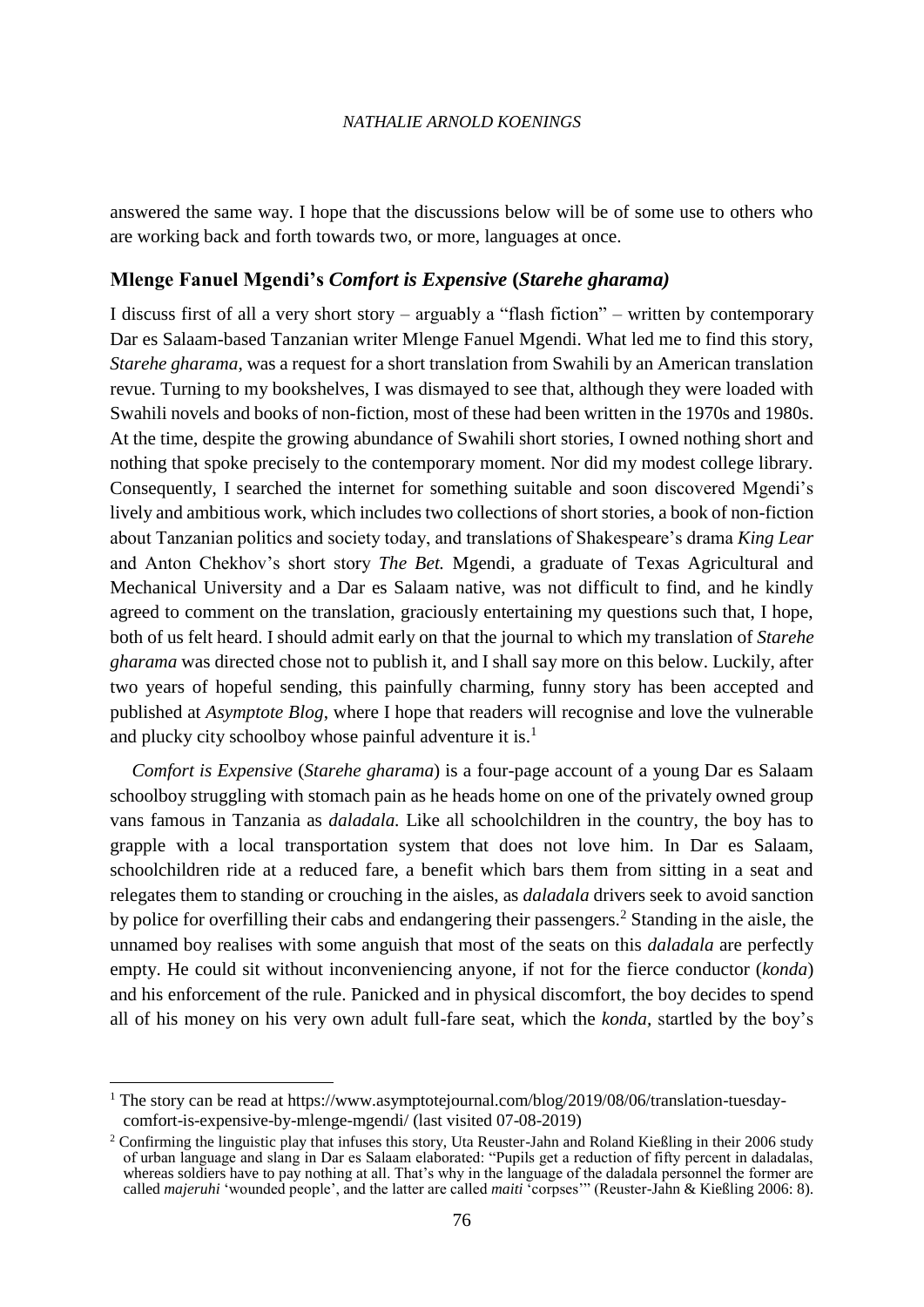answered the same way. I hope that the discussions below will be of some use to others who are working back and forth towards two, or more, languages at once.

## Mlenge Fanuel Mgendi's *Comfort is Expensive* (*Starehe gharama)*

I discuss first of all a very short story – arguably a "flash fiction" – written by contemporary Dar es Salaam-based Tanzanian writer Mlenge Fanuel Mgendi. What led me to find this story, *Starehe gharama,* was a request for a short translation from Swahili by an American translation revue. Turning to my bookshelves, I was dismayed to see that, although they were loaded with Swahili novels and books of non-fiction, most of these had been written in the 1970s and 1980s. At the time, despite the growing abundance of Swahili short stories, I owned nothing short and nothing that spoke precisely to the contemporary moment. Nor did my modest college library. Consequently, I searched the internet for something suitable and soon discovered Mgendi's lively and ambitious work, which includes two collections of short stories, a book of non-fiction about Tanzanian politics and society today, and translations of Shakespeare's drama *King Lear* and Anton Chekhov's short story *The Bet.* Mgendi, a graduate of Texas Agricultural and Mechanical University and a Dar es Salaam native, was not difficult to find, and he kindly agreed to comment on the translation, graciously entertaining my questions such that, I hope, both of us felt heard. I should admit early on that the journal to which my translation of *Starehe gharama* was directed chose not to publish it, and I shall say more on this below. Luckily, after two years of hopeful sending, this painfully charming, funny story has been accepted and published at *Asymptote Blog*, where I hope that readers will recognise and love the vulnerable and plucky city schoolboy whose painful adventure it is.[1]

*Comfort is Expensive* (*Starehe gharama*) is a four-page account of a young Dar es Salaam schoolboy struggling with stomach pain as he heads home on one of the privately owned group vans famous in Tanzania as *daladala.* Like all schoolchildren in the country, the boy has to grapple with a local transportation system that does not love him. In Dar es Salaam, schoolchildren ride at a reduced fare, a benefit which bars them from sitting in a seat and relegates them to standing or crouching in the aisles, as *daladala* drivers seek to avoid sanction by police for overfilling their cabs and endangering their passengers.[2] Standing in the aisle, the unnamed boy realises with some anguish that most of the seats on this *daladala* are perfectly empty. He could sit without inconveniencing anyone, if not for the fierce conductor (*konda*) and his enforcement of the rule. Panicked and in physical discomfort, the boy decides to spend all of his money on his very own adult full-fare seat, which the *konda*, startled by the boy's

[1] The story can be read at https://www.asymptotejournal.com/blog/2019/08/06/translation-tuesday-comfort-is-expensive-by-mlenge-mgendi/ (last visited 07-08-2019)

[2] Confirming the linguistic play that infuses this story, Uta Reuster-Jahn and Roland Kießling in their 2006 study of urban language and slang in Dar es Salaam elaborated: "Pupils get a reduction of fifty percent in daladalas, whereas soldiers have to pay nothing at all. That's why in the language of the daladala personnel the former are called *majeruhi* 'wounded people', and the latter are called *maiti* 'corpses'" (Reuster-Jahn & Kießling 2006: 8).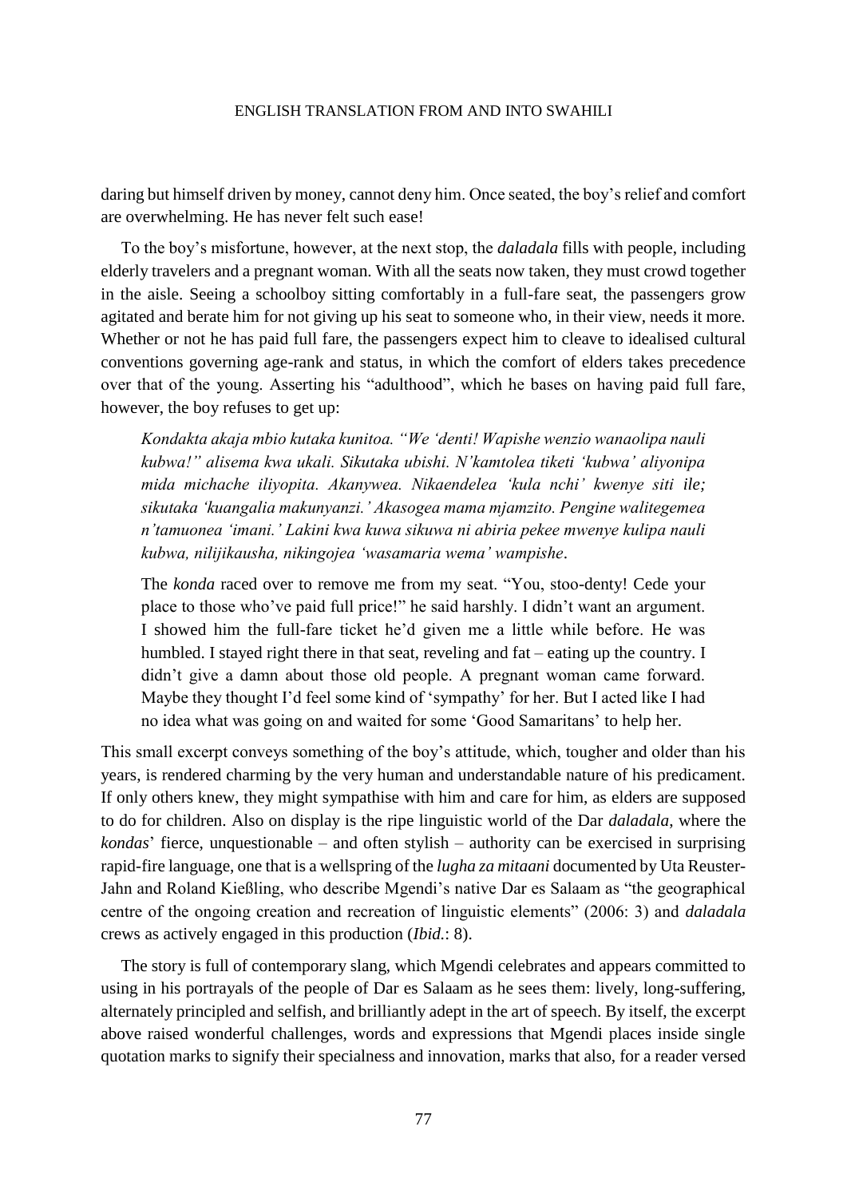daring but himself driven by money, cannot deny him. Once seated, the boy's relief and comfort are overwhelming. He has never felt such ease!

To the boy's misfortune, however, at the next stop, the *daladala* fills with people, including elderly travelers and a pregnant woman. With all the seats now taken, they must crowd together in the aisle. Seeing a schoolboy sitting comfortably in a full-fare seat, the passengers grow agitated and berate him for not giving up his seat to someone who, in their view, needs it more. Whether or not he has paid full fare, the passengers expect him to cleave to idealised cultural conventions governing age-rank and status, in which the comfort of elders takes precedence over that of the young. Asserting his "adulthood", which he bases on having paid full fare, however, the boy refuses to get up:

> *Kondakta akaja mbio kutaka kunitoa. "We 'denti! Wapishe wenzio wanaolipa nauli kubwa!" alisema kwa ukali. Sikutaka ubishi. N'kamtolea tiketi 'kubwa' aliyonipa mida michache iliyopita. Akanywea. Nikaendelea 'kula nchi' kwenye siti ile; sikutaka 'kuangalia makunyanzi.' Akasogea mama mjamzito. Pengine walitegemea n'tamuonea 'imani.' Lakini kwa kuwa sikuwa ni abiria pekee mwenye kulipa nauli kubwa, nilijikausha, nikingojea 'wasamaria wema' wampishe*.
>
> The *konda* raced over to remove me from my seat. "You, stoo-denty! Cede your place to those who've paid full price!" he said harshly. I didn't want an argument. I showed him the full-fare ticket he'd given me a little while before. He was humbled. I stayed right there in that seat, reveling and fat – eating up the country. I didn't give a damn about those old people. A pregnant woman came forward. Maybe they thought I'd feel some kind of 'sympathy' for her. But I acted like I had no idea what was going on and waited for some 'Good Samaritans' to help her.

This small excerpt conveys something of the boy's attitude, which, tougher and older than his years, is rendered charming by the very human and understandable nature of his predicament. If only others knew, they might sympathise with him and care for him, as elders are supposed to do for children. Also on display is the ripe linguistic world of the Dar *daladala*, where the *kondas*' fierce, unquestionable – and often stylish – authority can be exercised in surprising rapid-fire language, one that is a wellspring of the *lugha za mitaani* documented by Uta Reuster-Jahn and Roland Kießling, who describe Mgendi's native Dar es Salaam as "the geographical centre of the ongoing creation and recreation of linguistic elements" (2006: 3) and *daladala* crews as actively engaged in this production (*Ibid.*: 8).

The story is full of contemporary slang, which Mgendi celebrates and appears committed to using in his portrayals of the people of Dar es Salaam as he sees them: lively, long-suffering, alternately principled and selfish, and brilliantly adept in the art of speech. By itself, the excerpt above raised wonderful challenges, words and expressions that Mgendi places inside single quotation marks to signify their specialness and innovation, marks that also, for a reader versed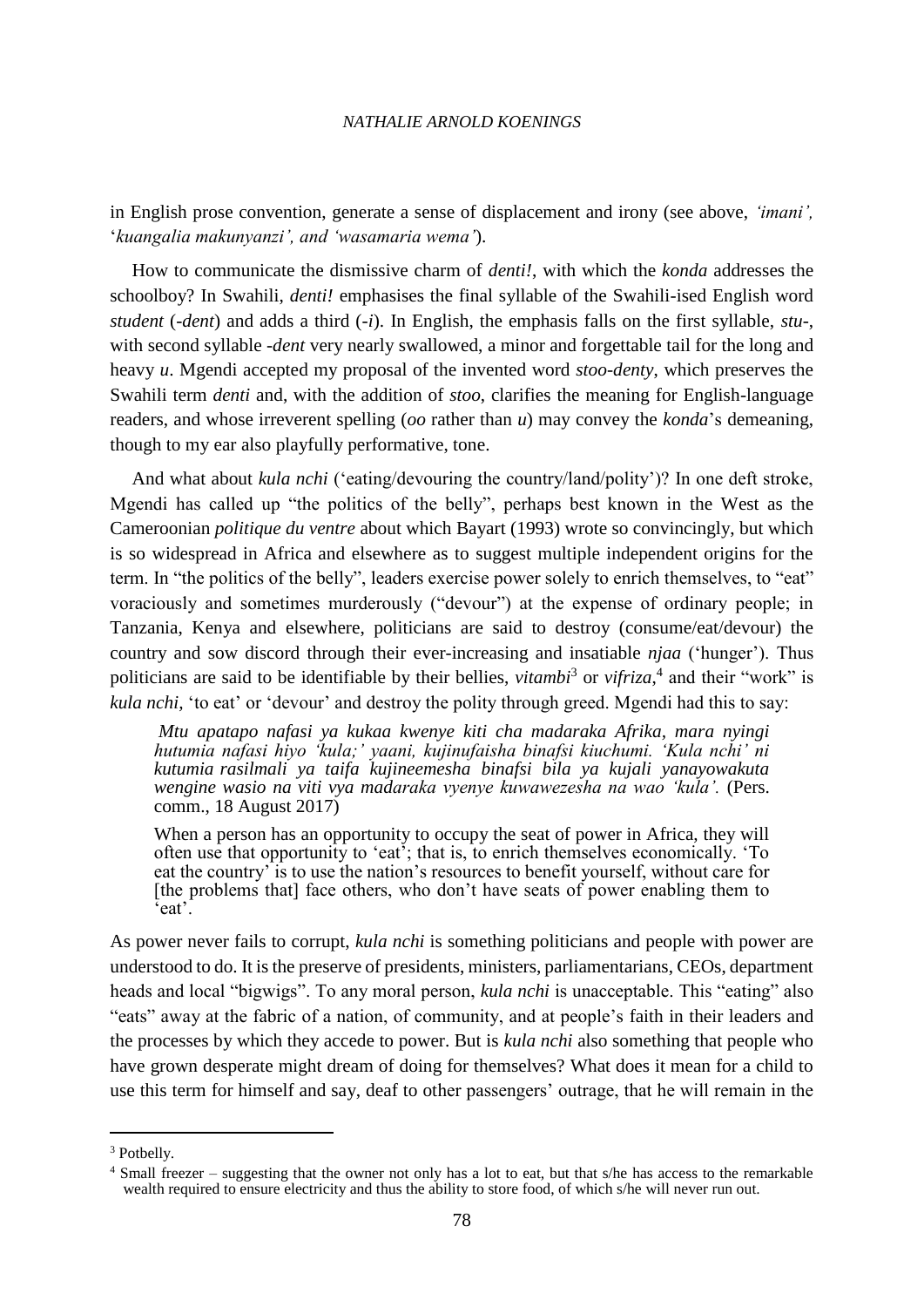in English prose convention, generate a sense of displacement and irony (see above, *'imani',* '*kuangalia makunyanzi', and 'wasamaria wema'*).

How to communicate the dismissive charm of *denti!*, with which the *konda* addresses the schoolboy? In Swahili, *denti!* emphasises the final syllable of the Swahili-ised English word *student* (*-dent*) and adds a third (*-i*). In English, the emphasis falls on the first syllable, *stu-*, with second syllable *-dent* very nearly swallowed, a minor and forgettable tail for the long and heavy *u*. Mgendi accepted my proposal of the invented word *stoo-denty*, which preserves the Swahili term *denti* and, with the addition of *stoo*, clarifies the meaning for English-language readers, and whose irreverent spelling (*oo* rather than *u*) may convey the *konda*'s demeaning, though to my ear also playfully performative, tone.

And what about *kula nchi* ('eating/devouring the country/land/polity')? In one deft stroke, Mgendi has called up "the politics of the belly", perhaps best known in the West as the Cameroonian *politique du ventre* about which Bayart (1993) wrote so convincingly, but which is so widespread in Africa and elsewhere as to suggest multiple independent origins for the term. In "the politics of the belly", leaders exercise power solely to enrich themselves, to "eat" voraciously and sometimes murderously ("devour") at the expense of ordinary people; in Tanzania, Kenya and elsewhere, politicians are said to destroy (consume/eat/devour) the country and sow discord through their ever-increasing and insatiable *njaa* ('hunger'). Thus politicians are said to be identifiable by their bellies, *vitambi*[3] or *vifriza*,[4] and their "work" is *kula nchi*, 'to eat' or 'devour' and destroy the polity through greed. Mgendi had this to say:

> *Mtu apatapo nafasi ya kukaa kwenye kiti cha madaraka Afrika, mara nyingi hutumia nafasi hiyo 'kula;' yaani, kujinufaisha binafsi kiuchumi. 'Kula nchi' ni kutumia rasilmali ya taifa kujineemesha binafsi bila ya kujali yanayowakuta wengine wasio na viti vya madaraka vyenye kuwawezesha na wao 'kula'.* (Pers. comm., 18 August 2017)
>
> When a person has an opportunity to occupy the seat of power in Africa, they will often use that opportunity to 'eat'; that is, to enrich themselves economically. 'To eat the country' is to use the nation's resources to benefit yourself, without care for [the problems that] face others, who don't have seats of power enabling them to 'eat'.

As power never fails to corrupt, *kula nchi* is something politicians and people with power are understood to do. It is the preserve of presidents, ministers, parliamentarians, CEOs, department heads and local "bigwigs". To any moral person, *kula nchi* is unacceptable. This "eating" also "eats" away at the fabric of a nation, of community, and at people's faith in their leaders and the processes by which they accede to power. But is *kula nchi* also something that people who have grown desperate might dream of doing for themselves? What does it mean for a child to use this term for himself and say, deaf to other passengers' outrage, that he will remain in the

---

[3] Potbelly.

[4] Small freezer – suggesting that the owner not only has a lot to eat, but that s/he has access to the remarkable wealth required to ensure electricity and thus the ability to store food, of which s/he will never run out.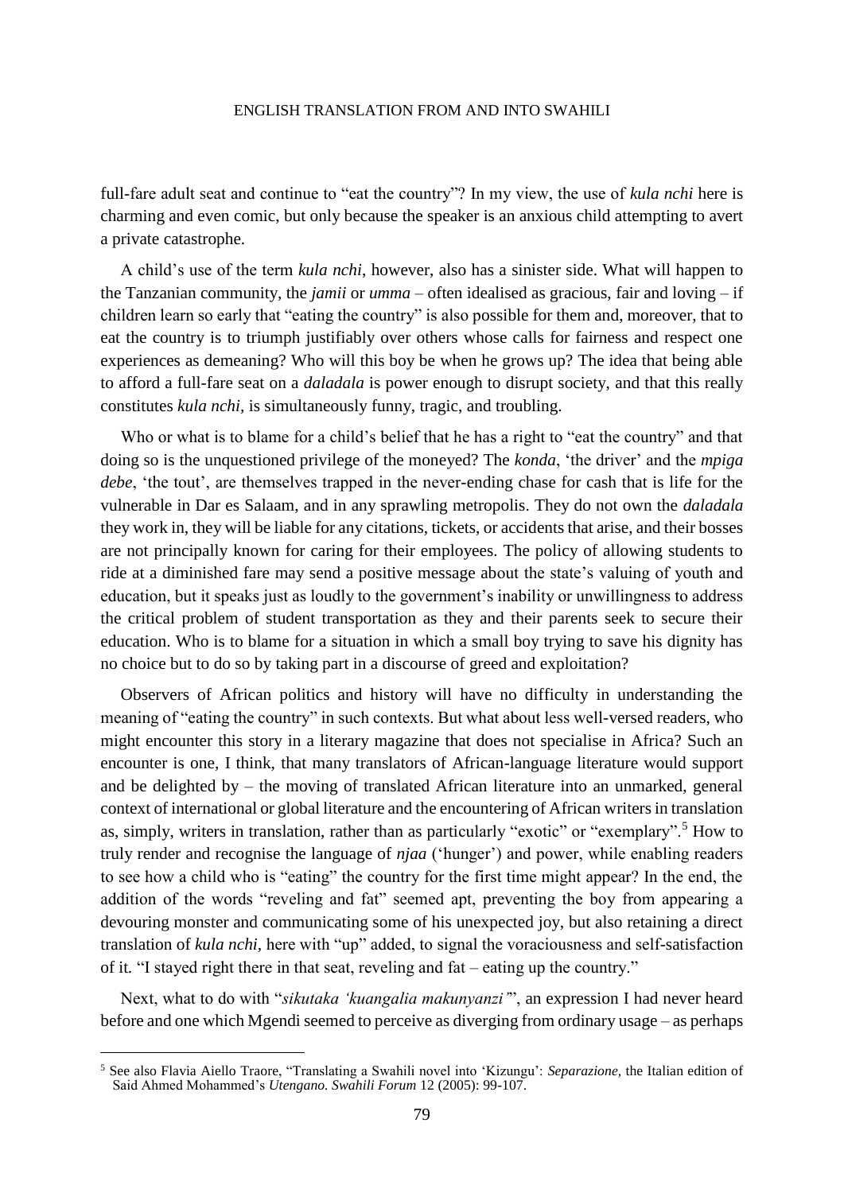full-fare adult seat and continue to "eat the country"? In my view, the use of *kula nchi* here is charming and even comic, but only because the speaker is an anxious child attempting to avert a private catastrophe.

A child's use of the term *kula nchi*, however, also has a sinister side. What will happen to the Tanzanian community, the *jamii* or *umma* – often idealised as gracious, fair and loving – if children learn so early that "eating the country" is also possible for them and, moreover, that to eat the country is to triumph justifiably over others whose calls for fairness and respect one experiences as demeaning? Who will this boy be when he grows up? The idea that being able to afford a full-fare seat on a *daladala* is power enough to disrupt society, and that this really constitutes *kula nchi*, is simultaneously funny, tragic, and troubling.

Who or what is to blame for a child's belief that he has a right to "eat the country" and that doing so is the unquestioned privilege of the moneyed? The *konda*, 'the driver' and the *mpiga debe*, 'the tout', are themselves trapped in the never-ending chase for cash that is life for the vulnerable in Dar es Salaam, and in any sprawling metropolis. They do not own the *daladala* they work in, they will be liable for any citations, tickets, or accidents that arise, and their bosses are not principally known for caring for their employees. The policy of allowing students to ride at a diminished fare may send a positive message about the state's valuing of youth and education, but it speaks just as loudly to the government's inability or unwillingness to address the critical problem of student transportation as they and their parents seek to secure their education. Who is to blame for a situation in which a small boy trying to save his dignity has no choice but to do so by taking part in a discourse of greed and exploitation?

Observers of African politics and history will have no difficulty in understanding the meaning of "eating the country" in such contexts. But what about less well-versed readers, who might encounter this story in a literary magazine that does not specialise in Africa? Such an encounter is one, I think, that many translators of African-language literature would support and be delighted by – the moving of translated African literature into an unmarked, general context of international or global literature and the encountering of African writers in translation as, simply, writers in translation, rather than as particularly "exotic" or "exemplary".[5] How to truly render and recognise the language of *njaa* ('hunger') and power, while enabling readers to see how a child who is "eating" the country for the first time might appear? In the end, the addition of the words "reveling and fat" seemed apt, preventing the boy from appearing a devouring monster and communicating some of his unexpected joy, but also retaining a direct translation of *kula nchi*, here with "up" added, to signal the voraciousness and self-satisfaction of it. "I stayed right there in that seat, reveling and fat – eating up the country."

Next, what to do with "*sikutaka 'kuangalia makunyanzi'*", an expression I had never heard before and one which Mgendi seemed to perceive as diverging from ordinary usage – as perhaps

---

[5] See also Flavia Aiello Traore, "Translating a Swahili novel into 'Kizungu': *Separazione*, the Italian edition of Said Ahmed Mohammed's *Utengano*. *Swahili Forum* 12 (2005): 99-107.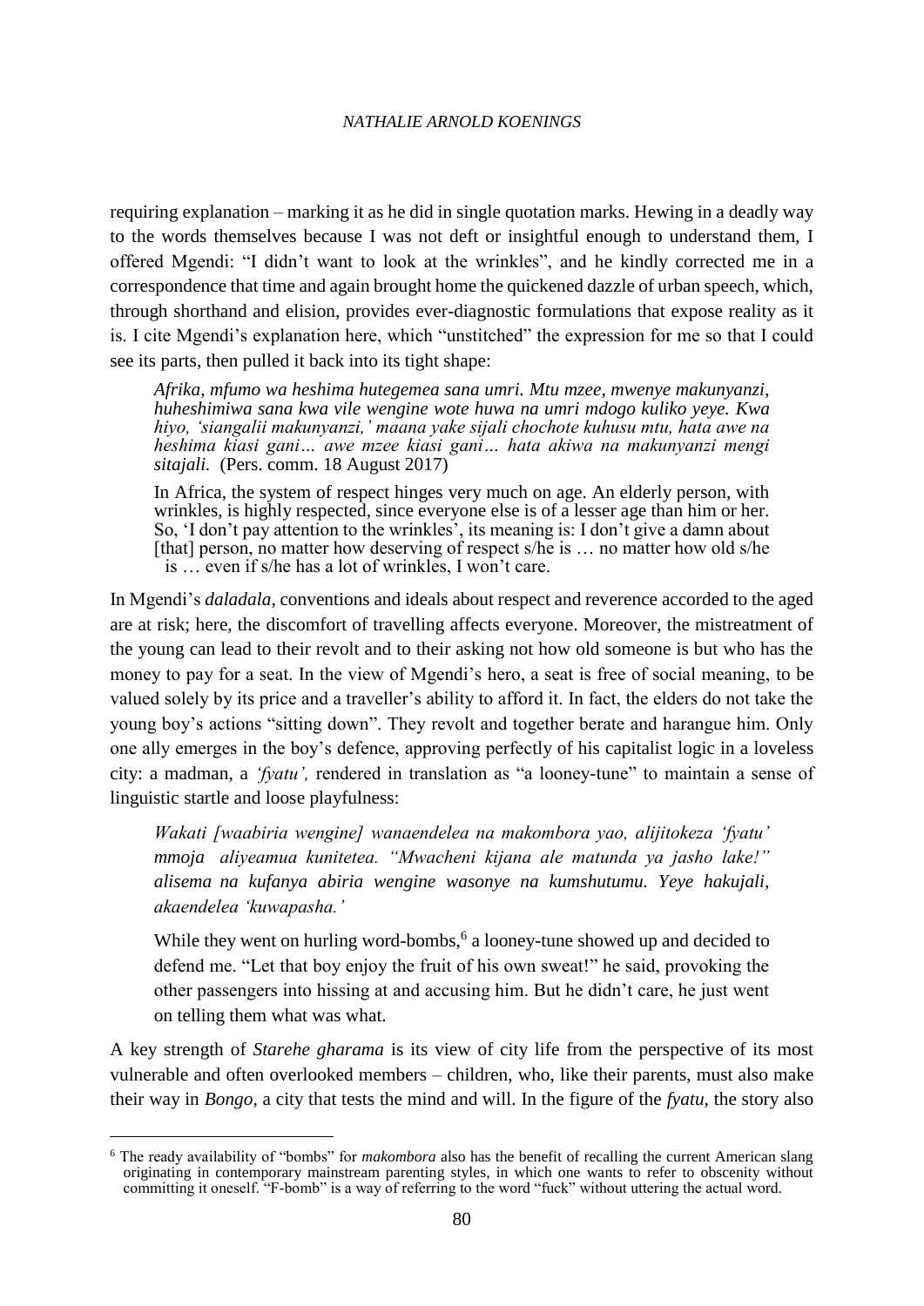requiring explanation – marking it as he did in single quotation marks. Hewing in a deadly way to the words themselves because I was not deft or insightful enough to understand them, I offered Mgendi: "I didn't want to look at the wrinkles", and he kindly corrected me in a correspondence that time and again brought home the quickened dazzle of urban speech, which, through shorthand and elision, provides ever-diagnostic formulations that expose reality as it is. I cite Mgendi's explanation here, which "unstitched" the expression for me so that I could see its parts, then pulled it back into its tight shape:

> *Afrika, mfumo wa heshima hutegemea sana umri. Mtu mzee, mwenye makunyanzi, huheshimiwa sana kwa vile wengine wote huwa na umri mdogo kuliko yeye. Kwa hiyo, 'siangalii makunyanzi,' maana yake sijali chochote kuhusu mtu, hata awe na heshima kiasi gani… awe mzee kiasi gani… hata akiwa na makunyanzi mengi sitajali.* (Pers. comm. 18 August 2017)
>
> In Africa, the system of respect hinges very much on age. An elderly person, with wrinkles, is highly respected, since everyone else is of a lesser age than him or her. So, 'I don't pay attention to the wrinkles', its meaning is: I don't give a damn about [that] person, no matter how deserving of respect s/he is … no matter how old s/he is … even if s/he has a lot of wrinkles, I won't care.

In Mgendi's *daladala*, conventions and ideals about respect and reverence accorded to the aged are at risk; here, the discomfort of travelling affects everyone. Moreover, the mistreatment of the young can lead to their revolt and to their asking not how old someone is but who has the money to pay for a seat. In the view of Mgendi's hero, a seat is free of social meaning, to be valued solely by its price and a traveller's ability to afford it. In fact, the elders do not take the young boy's actions "sitting down". They revolt and together berate and harangue him. Only one ally emerges in the boy's defence, approving perfectly of his capitalist logic in a loveless city: a madman, a *'fyatu'*, rendered in translation as "a looney-tune" to maintain a sense of linguistic startle and loose playfulness:

> *Wakati [waabiria wengine] wanaendelea na makombora yao, alijitokeza 'fyatu' mmoja aliyeamua kunitetea. "Mwacheni kijana ale matunda ya jasho lake!" alisema na kufanya abiria wengine wasonye na kumshutumu. Yeye hakujali, akaendelea 'kuwapasha.'*
>
> While they went on hurling word-bombs,[6] a looney-tune showed up and decided to defend me. "Let that boy enjoy the fruit of his own sweat!" he said, provoking the other passengers into hissing at and accusing him. But he didn't care, he just went on telling them what was what.

A key strength of *Starehe gharama* is its view of city life from the perspective of its most vulnerable and often overlooked members – children, who, like their parents, must also make their way in *Bongo*, a city that tests the mind and will. In the figure of the *fyatu*, the story also

[6] The ready availability of "bombs" for *makombora* also has the benefit of recalling the current American slang originating in contemporary mainstream parenting styles, in which one wants to refer to obscenity without committing it oneself. "F-bomb" is a way of referring to the word "fuck" without uttering the actual word.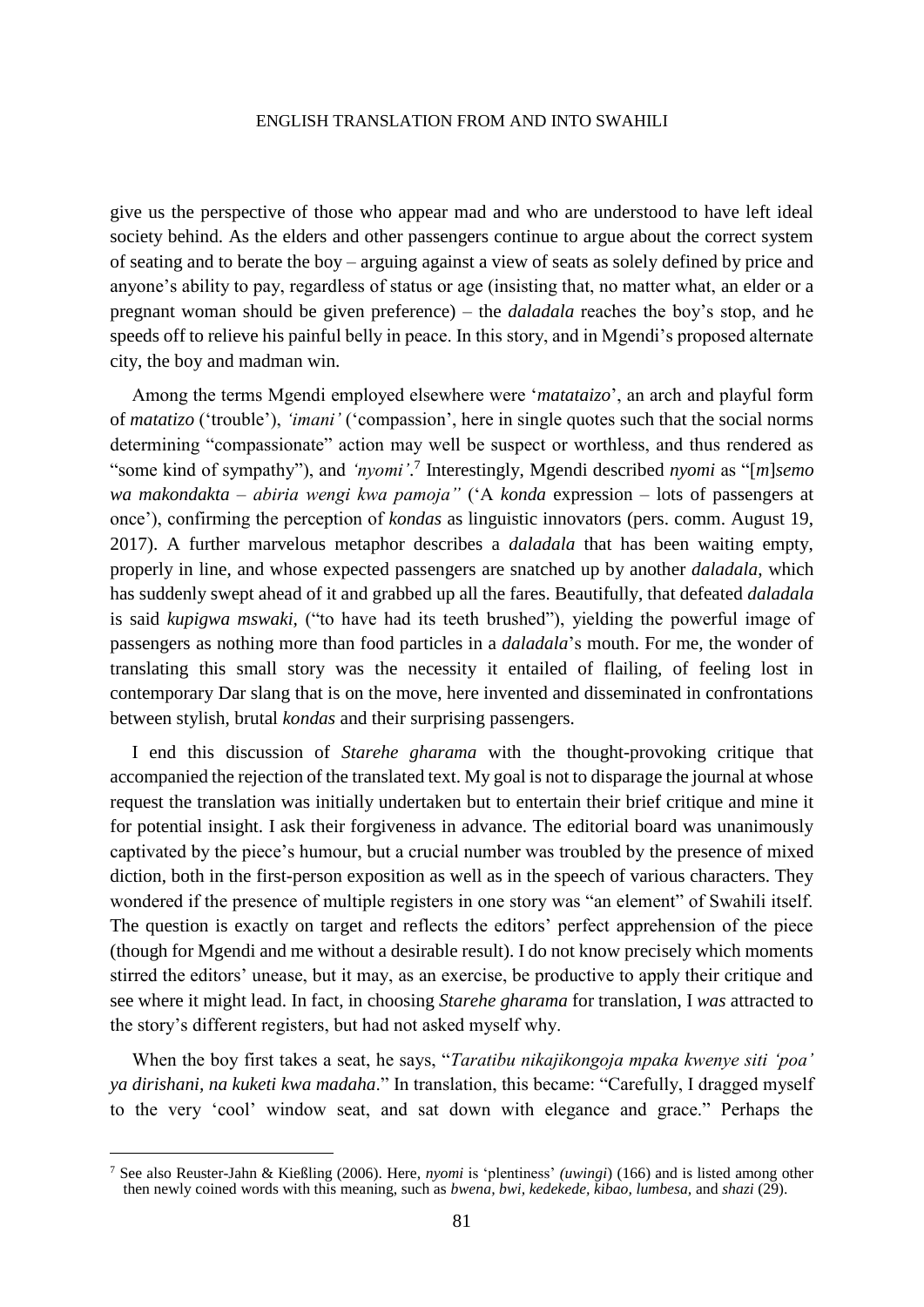give us the perspective of those who appear mad and who are understood to have left ideal society behind. As the elders and other passengers continue to argue about the correct system of seating and to berate the boy – arguing against a view of seats as solely defined by price and anyone's ability to pay, regardless of status or age (insisting that, no matter what, an elder or a pregnant woman should be given preference) – the *daladala* reaches the boy's stop, and he speeds off to relieve his painful belly in peace. In this story, and in Mgendi's proposed alternate city, the boy and madman win.

Among the terms Mgendi employed elsewhere were '*matataizo*', an arch and playful form of *matatizo* ('trouble'), *'imani'* ('compassion', here in single quotes such that the social norms determining "compassionate" action may well be suspect or worthless, and thus rendered as "some kind of sympathy"), and *'nyomi'*.[7] Interestingly, Mgendi described *nyomi* as "[*m*]*semo wa makondakta – abiria wengi kwa pamoja"* ('A *konda* expression – lots of passengers at once'), confirming the perception of *kondas* as linguistic innovators (pers. comm. August 19, 2017). A further marvelous metaphor describes a *daladala* that has been waiting empty, properly in line, and whose expected passengers are snatched up by another *daladala*, which has suddenly swept ahead of it and grabbed up all the fares. Beautifully, that defeated *daladala* is said *kupigwa mswaki*, ("to have had its teeth brushed"), yielding the powerful image of passengers as nothing more than food particles in a *daladala*'s mouth. For me, the wonder of translating this small story was the necessity it entailed of flailing, of feeling lost in contemporary Dar slang that is on the move, here invented and disseminated in confrontations between stylish, brutal *kondas* and their surprising passengers.

I end this discussion of *Starehe gharama* with the thought-provoking critique that accompanied the rejection of the translated text. My goal is not to disparage the journal at whose request the translation was initially undertaken but to entertain their brief critique and mine it for potential insight. I ask their forgiveness in advance. The editorial board was unanimously captivated by the piece's humour, but a crucial number was troubled by the presence of mixed diction, both in the first-person exposition as well as in the speech of various characters. They wondered if the presence of multiple registers in one story was "an element" of Swahili itself. The question is exactly on target and reflects the editors' perfect apprehension of the piece (though for Mgendi and me without a desirable result). I do not know precisely which moments stirred the editors' unease, but it may, as an exercise, be productive to apply their critique and see where it might lead. In fact, in choosing *Starehe gharama* for translation, I *was* attracted to the story's different registers, but had not asked myself why.

When the boy first takes a seat, he says, "*Taratibu nikajikongoja mpaka kwenye siti 'poa' ya dirishani, na kuketi kwa madaha*." In translation, this became: "Carefully, I dragged myself to the very 'cool' window seat, and sat down with elegance and grace." Perhaps the

[7] See also Reuster-Jahn & Kießling (2006). Here, *nyomi* is 'plentiness' *(uwingi*) (166) and is listed among other then newly coined words with this meaning, such as *bwena, bwi, kedekede, kibao, lumbesa,* and *shazi* (29).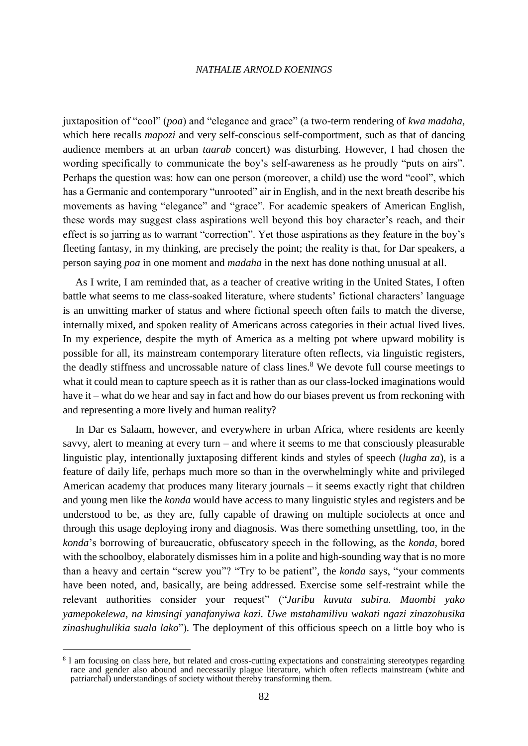juxtaposition of "cool" (*poa*) and "elegance and grace" (a two-term rendering of *kwa madaha*, which here recalls *mapozi* and very self-conscious self-comportment, such as that of dancing audience members at an urban *taarab* concert) was disturbing. However, I had chosen the wording specifically to communicate the boy's self-awareness as he proudly "puts on airs". Perhaps the question was: how can one person (moreover, a child) use the word "cool", which has a Germanic and contemporary "unrooted" air in English, and in the next breath describe his movements as having "elegance" and "grace". For academic speakers of American English, these words may suggest class aspirations well beyond this boy character's reach, and their effect is so jarring as to warrant "correction". Yet those aspirations as they feature in the boy's fleeting fantasy, in my thinking, are precisely the point; the reality is that, for Dar speakers, a person saying *poa* in one moment and *madaha* in the next has done nothing unusual at all.

As I write, I am reminded that, as a teacher of creative writing in the United States, I often battle what seems to me class-soaked literature, where students' fictional characters' language is an unwitting marker of status and where fictional speech often fails to match the diverse, internally mixed, and spoken reality of Americans across categories in their actual lived lives. In my experience, despite the myth of America as a melting pot where upward mobility is possible for all, its mainstream contemporary literature often reflects, via linguistic registers, the deadly stiffness and uncrossable nature of class lines.[8] We devote full course meetings to what it could mean to capture speech as it is rather than as our class-locked imaginations would have it – what do we hear and say in fact and how do our biases prevent us from reckoning with and representing a more lively and human reality?

In Dar es Salaam, however, and everywhere in urban Africa, where residents are keenly savvy, alert to meaning at every turn – and where it seems to me that consciously pleasurable linguistic play, intentionally juxtaposing different kinds and styles of speech (*lugha za*), is a feature of daily life, perhaps much more so than in the overwhelmingly white and privileged American academy that produces many literary journals – it seems exactly right that children and young men like the *konda* would have access to many linguistic styles and registers and be understood to be, as they are, fully capable of drawing on multiple sociolects at once and through this usage deploying irony and diagnosis. Was there something unsettling, too, in the *konda*'s borrowing of bureaucratic, obfuscatory speech in the following, as the *konda,* bored with the schoolboy, elaborately dismisses him in a polite and high-sounding way that is no more than a heavy and certain "screw you"? "Try to be patient", the *konda* says, "your comments have been noted, and, basically, are being addressed. Exercise some self-restraint while the relevant authorities consider your request" ("*Jaribu kuvuta subira. Maombi yako yamepokelewa, na kimsingi yanafanyiwa kazi. Uwe mstahamilivu wakati ngazi zinazohusika zinashughulikia suala lako*"). The deployment of this officious speech on a little boy who is

[8] I am focusing on class here, but related and cross-cutting expectations and constraining stereotypes regarding race and gender also abound and necessarily plague literature, which often reflects mainstream (white and patriarchal) understandings of society without thereby transforming them.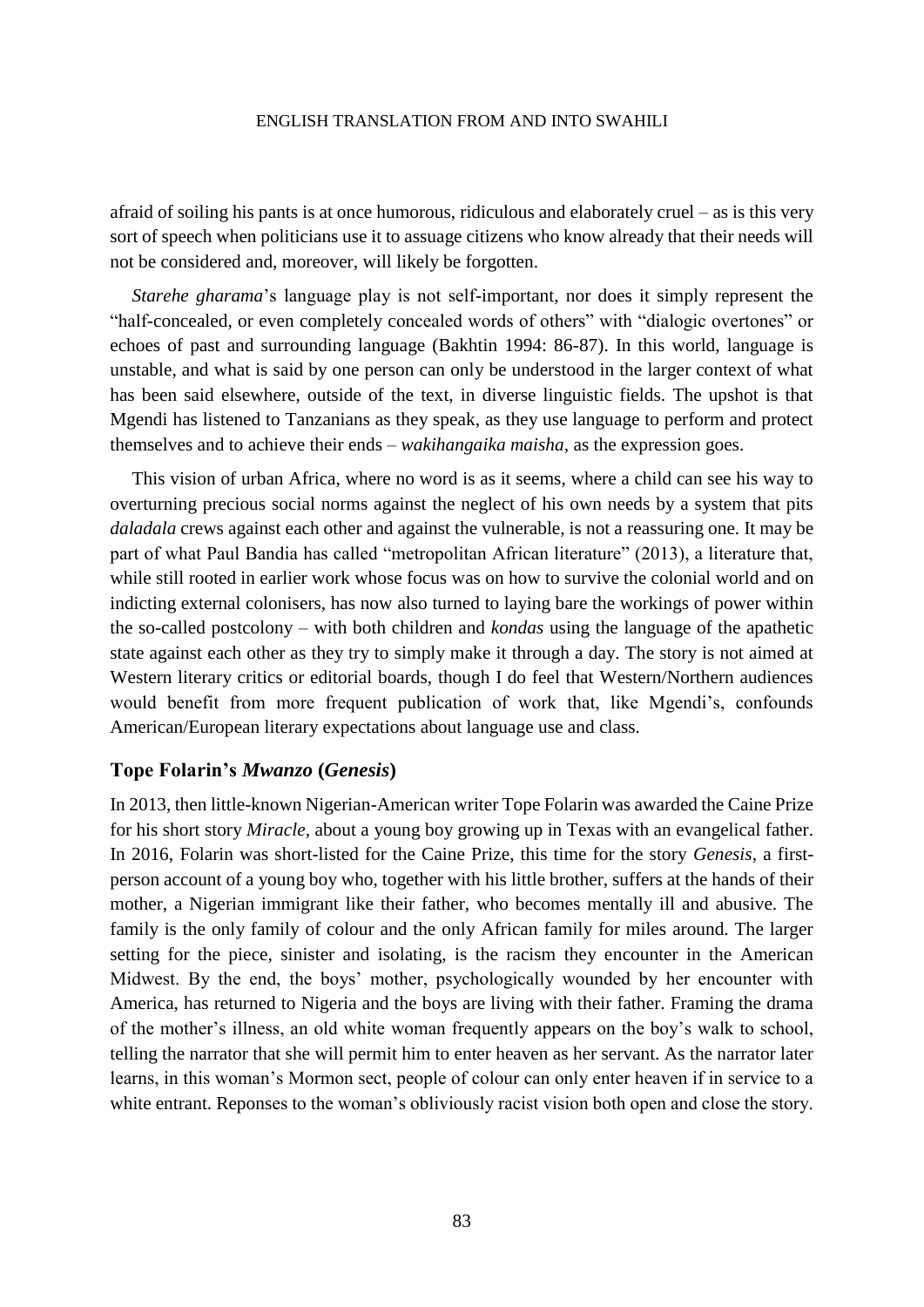afraid of soiling his pants is at once humorous, ridiculous and elaborately cruel – as is this very sort of speech when politicians use it to assuage citizens who know already that their needs will not be considered and, moreover, will likely be forgotten.

*Starehe gharama*'s language play is not self-important, nor does it simply represent the "half-concealed, or even completely concealed words of others" with "dialogic overtones" or echoes of past and surrounding language (Bakhtin 1994: 86-87). In this world, language is unstable, and what is said by one person can only be understood in the larger context of what has been said elsewhere, outside of the text, in diverse linguistic fields. The upshot is that Mgendi has listened to Tanzanians as they speak, as they use language to perform and protect themselves and to achieve their ends – *wakihangaika maisha*, as the expression goes.

This vision of urban Africa, where no word is as it seems, where a child can see his way to overturning precious social norms against the neglect of his own needs by a system that pits *daladala* crews against each other and against the vulnerable, is not a reassuring one. It may be part of what Paul Bandia has called "metropolitan African literature" (2013), a literature that, while still rooted in earlier work whose focus was on how to survive the colonial world and on indicting external colonisers, has now also turned to laying bare the workings of power within the so-called postcolony – with both children and *kondas* using the language of the apathetic state against each other as they try to simply make it through a day. The story is not aimed at Western literary critics or editorial boards, though I do feel that Western/Northern audiences would benefit from more frequent publication of work that, like Mgendi's, confounds American/European literary expectations about language use and class.

## Tope Folarin's *Mwanzo* (*Genesis*)

In 2013, then little-known Nigerian-American writer Tope Folarin was awarded the Caine Prize for his short story *Miracle*, about a young boy growing up in Texas with an evangelical father. In 2016, Folarin was short-listed for the Caine Prize, this time for the story *Genesis*, a first-person account of a young boy who, together with his little brother, suffers at the hands of their mother, a Nigerian immigrant like their father, who becomes mentally ill and abusive. The family is the only family of colour and the only African family for miles around. The larger setting for the piece, sinister and isolating, is the racism they encounter in the American Midwest. By the end, the boys' mother, psychologically wounded by her encounter with America, has returned to Nigeria and the boys are living with their father. Framing the drama of the mother's illness, an old white woman frequently appears on the boy's walk to school, telling the narrator that she will permit him to enter heaven as her servant. As the narrator later learns, in this woman's Mormon sect, people of colour can only enter heaven if in service to a white entrant. Reponses to the woman's obliviously racist vision both open and close the story.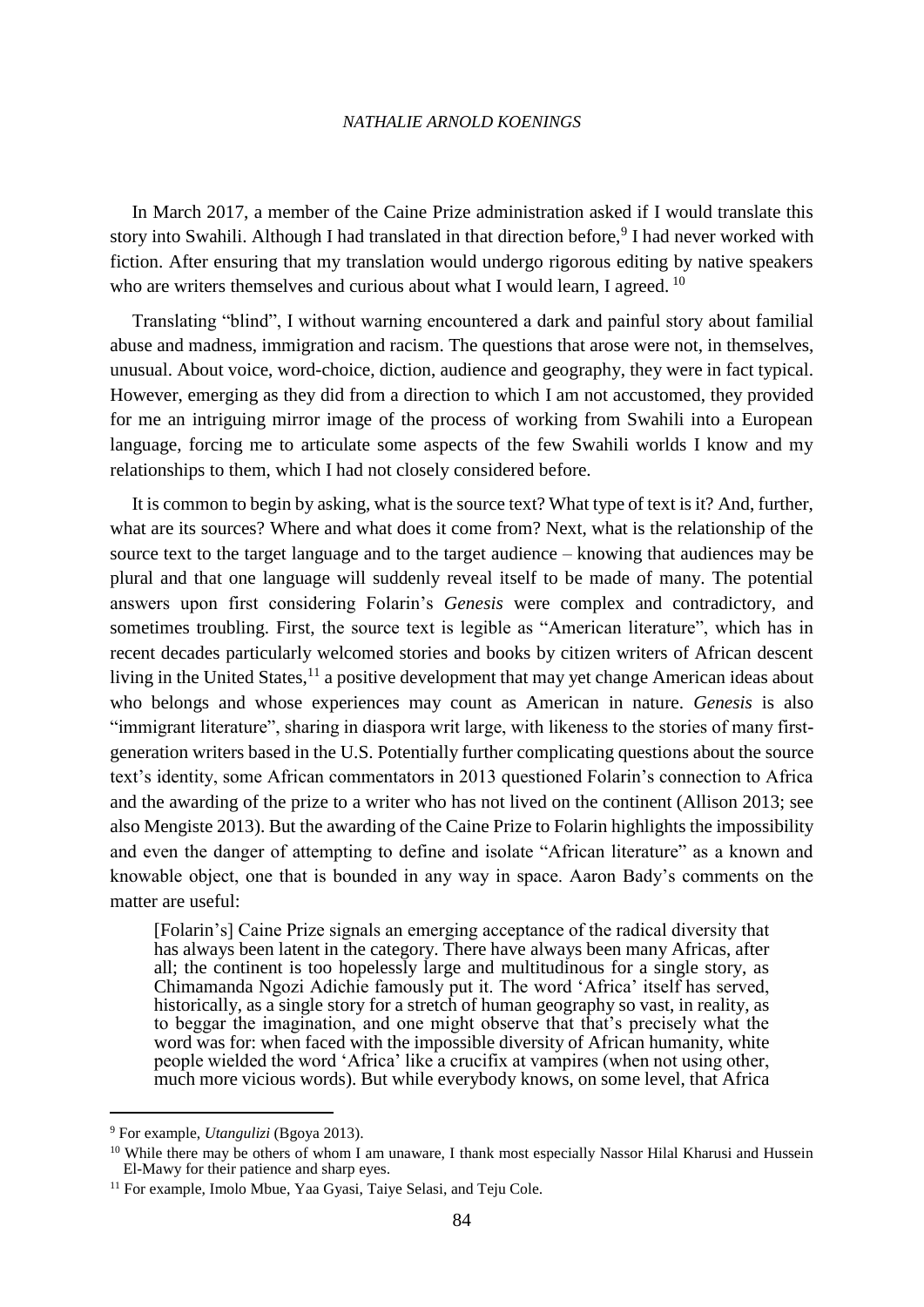In March 2017, a member of the Caine Prize administration asked if I would translate this story into Swahili. Although I had translated in that direction before,[9] I had never worked with fiction. After ensuring that my translation would undergo rigorous editing by native speakers who are writers themselves and curious about what I would learn, I agreed. [10]

Translating "blind", I without warning encountered a dark and painful story about familial abuse and madness, immigration and racism. The questions that arose were not, in themselves, unusual. About voice, word-choice, diction, audience and geography, they were in fact typical. However, emerging as they did from a direction to which I am not accustomed, they provided for me an intriguing mirror image of the process of working from Swahili into a European language, forcing me to articulate some aspects of the few Swahili worlds I know and my relationships to them, which I had not closely considered before.

It is common to begin by asking, what is the source text? What type of text is it? And, further, what are its sources? Where and what does it come from? Next, what is the relationship of the source text to the target language and to the target audience – knowing that audiences may be plural and that one language will suddenly reveal itself to be made of many. The potential answers upon first considering Folarin's *Genesis* were complex and contradictory, and sometimes troubling. First, the source text is legible as "American literature", which has in recent decades particularly welcomed stories and books by citizen writers of African descent living in the United States,[11] a positive development that may yet change American ideas about who belongs and whose experiences may count as American in nature. *Genesis* is also "immigrant literature", sharing in diaspora writ large, with likeness to the stories of many first-generation writers based in the U.S. Potentially further complicating questions about the source text's identity, some African commentators in 2013 questioned Folarin's connection to Africa and the awarding of the prize to a writer who has not lived on the continent (Allison 2013; see also Mengiste 2013). But the awarding of the Caine Prize to Folarin highlights the impossibility and even the danger of attempting to define and isolate "African literature" as a known and knowable object, one that is bounded in any way in space. Aaron Bady's comments on the matter are useful:

> [Folarin's] Caine Prize signals an emerging acceptance of the radical diversity that has always been latent in the category. There have always been many Africas, after all; the continent is too hopelessly large and multitudinous for a single story, as Chimamanda Ngozi Adichie famously put it. The word 'Africa' itself has served, historically, as a single story for a stretch of human geography so vast, in reality, as to beggar the imagination, and one might observe that that's precisely what the word was for: when faced with the impossible diversity of African humanity, white people wielded the word 'Africa' like a crucifix at vampires (when not using other, much more vicious words). But while everybody knows, on some level, that Africa

---

[9] For example, *Utangulizi* (Bgoya 2013).

[10] While there may be others of whom I am unaware, I thank most especially Nassor Hilal Kharusi and Hussein El-Mawy for their patience and sharp eyes.

[11] For example, Imolo Mbue, Yaa Gyasi, Taiye Selasi, and Teju Cole.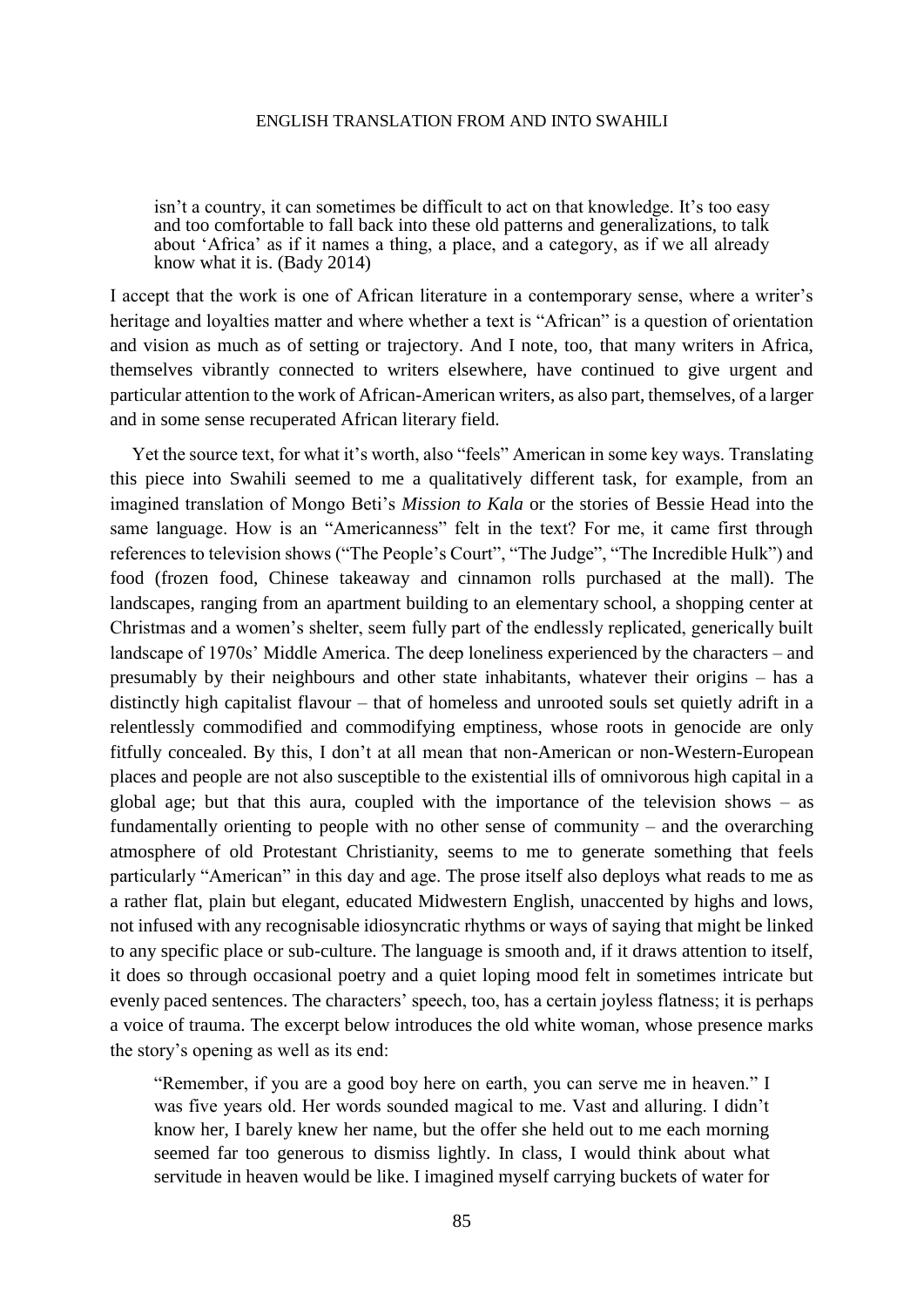> isn't a country, it can sometimes be difficult to act on that knowledge. It's too easy and too comfortable to fall back into these old patterns and generalizations, to talk about 'Africa' as if it names a thing, a place, and a category, as if we all already know what it is. (Bady 2014)

I accept that the work is one of African literature in a contemporary sense, where a writer's heritage and loyalties matter and where whether a text is "African" is a question of orientation and vision as much as of setting or trajectory. And I note, too, that many writers in Africa, themselves vibrantly connected to writers elsewhere, have continued to give urgent and particular attention to the work of African-American writers, as also part, themselves, of a larger and in some sense recuperated African literary field.

Yet the source text, for what it's worth, also "feels" American in some key ways. Translating this piece into Swahili seemed to me a qualitatively different task, for example, from an imagined translation of Mongo Beti's *Mission to Kala* or the stories of Bessie Head into the same language. How is an "Americanness" felt in the text? For me, it came first through references to television shows ("The People's Court", "The Judge", "The Incredible Hulk") and food (frozen food, Chinese takeaway and cinnamon rolls purchased at the mall). The landscapes, ranging from an apartment building to an elementary school, a shopping center at Christmas and a women's shelter, seem fully part of the endlessly replicated, generically built landscape of 1970s' Middle America. The deep loneliness experienced by the characters – and presumably by their neighbours and other state inhabitants, whatever their origins – has a distinctly high capitalist flavour – that of homeless and unrooted souls set quietly adrift in a relentlessly commodified and commodifying emptiness, whose roots in genocide are only fitfully concealed. By this, I don't at all mean that non-American or non-Western-European places and people are not also susceptible to the existential ills of omnivorous high capital in a global age; but that this aura, coupled with the importance of the television shows – as fundamentally orienting to people with no other sense of community – and the overarching atmosphere of old Protestant Christianity, seems to me to generate something that feels particularly "American" in this day and age. The prose itself also deploys what reads to me as a rather flat, plain but elegant, educated Midwestern English, unaccented by highs and lows, not infused with any recognisable idiosyncratic rhythms or ways of saying that might be linked to any specific place or sub-culture. The language is smooth and, if it draws attention to itself, it does so through occasional poetry and a quiet loping mood felt in sometimes intricate but evenly paced sentences. The characters' speech, too, has a certain joyless flatness; it is perhaps a voice of trauma. The excerpt below introduces the old white woman, whose presence marks the story's opening as well as its end:

> "Remember, if you are a good boy here on earth, you can serve me in heaven." I was five years old. Her words sounded magical to me. Vast and alluring. I didn't know her, I barely knew her name, but the offer she held out to me each morning seemed far too generous to dismiss lightly. In class, I would think about what servitude in heaven would be like. I imagined myself carrying buckets of water for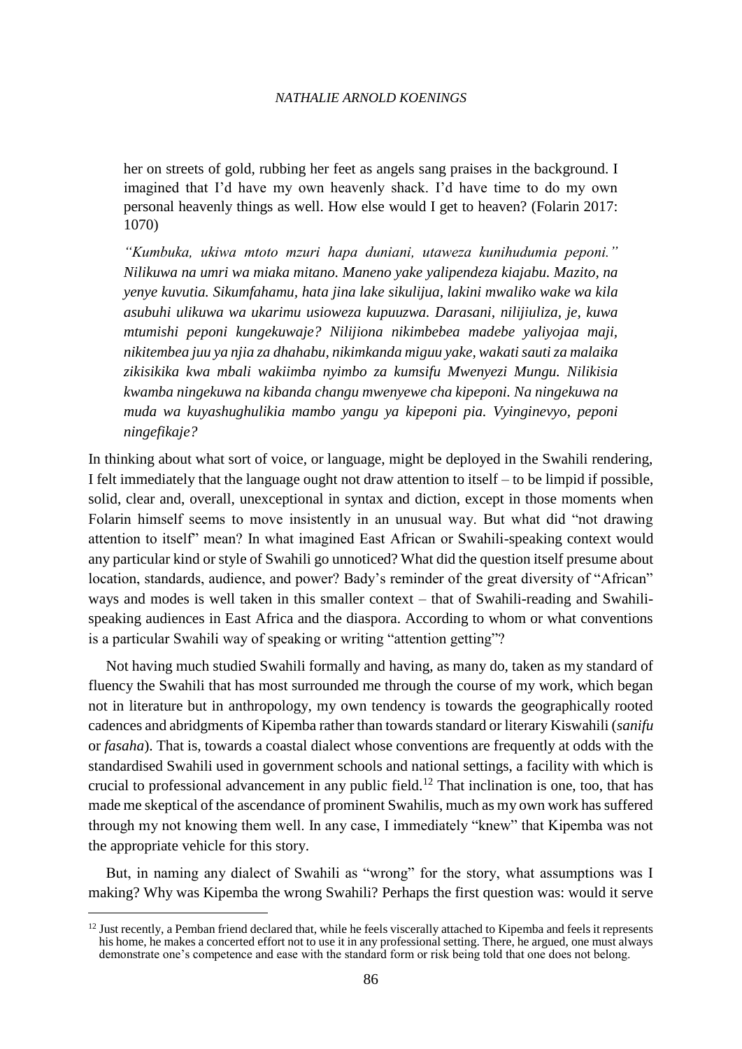her on streets of gold, rubbing her feet as angels sang praises in the background. I imagined that I'd have my own heavenly shack. I'd have time to do my own personal heavenly things as well. How else would I get to heaven? (Folarin 2017: 1070)

*"Kumbuka, ukiwa mtoto mzuri hapa duniani, utaweza kunihudumia peponi." Nilikuwa na umri wa miaka mitano. Maneno yake yalipendeza kiajabu. Mazito, na yenye kuvutia. Sikumfahamu, hata jina lake sikulijua, lakini mwaliko wake wa kila asubuhi ulikuwa wa ukarimu usioweza kupuuzwa. Darasani, nilijiuliza, je, kuwa mtumishi peponi kungekuwaje? Nilijiona nikimbebea madebe yaliyojaa maji, nikitembea juu ya njia za dhahabu, nikimkanda miguu yake, wakati sauti za malaika zikisikika kwa mbali wakiimba nyimbo za kumsifu Mwenyezi Mungu. Nilikisia kwamba ningekuwa na kibanda changu mwenyewe cha kipeponi. Na ningekuwa na muda wa kuyashughulikia mambo yangu ya kipeponi pia. Vyinginevyo, peponi ningefikaje?*

In thinking about what sort of voice, or language, might be deployed in the Swahili rendering, I felt immediately that the language ought not draw attention to itself – to be limpid if possible, solid, clear and, overall, unexceptional in syntax and diction, except in those moments when Folarin himself seems to move insistently in an unusual way. But what did "not drawing attention to itself" mean? In what imagined East African or Swahili-speaking context would any particular kind or style of Swahili go unnoticed? What did the question itself presume about location, standards, audience, and power? Bady's reminder of the great diversity of "African" ways and modes is well taken in this smaller context – that of Swahili-reading and Swahili-speaking audiences in East Africa and the diaspora. According to whom or what conventions is a particular Swahili way of speaking or writing "attention getting"?

Not having much studied Swahili formally and having, as many do, taken as my standard of fluency the Swahili that has most surrounded me through the course of my work, which began not in literature but in anthropology, my own tendency is towards the geographically rooted cadences and abridgments of Kipemba rather than towards standard or literary Kiswahili (*sanifu* or *fasaha*). That is, towards a coastal dialect whose conventions are frequently at odds with the standardised Swahili used in government schools and national settings, a facility with which is crucial to professional advancement in any public field.[12] That inclination is one, too, that has made me skeptical of the ascendance of prominent Swahilis, much as my own work has suffered through my not knowing them well. In any case, I immediately "knew" that Kipemba was not the appropriate vehicle for this story.

But, in naming any dialect of Swahili as "wrong" for the story, what assumptions was I making? Why was Kipemba the wrong Swahili? Perhaps the first question was: would it serve

[12] Just recently, a Pemban friend declared that, while he feels viscerally attached to Kipemba and feels it represents his home, he makes a concerted effort not to use it in any professional setting. There, he argued, one must always demonstrate one's competence and ease with the standard form or risk being told that one does not belong.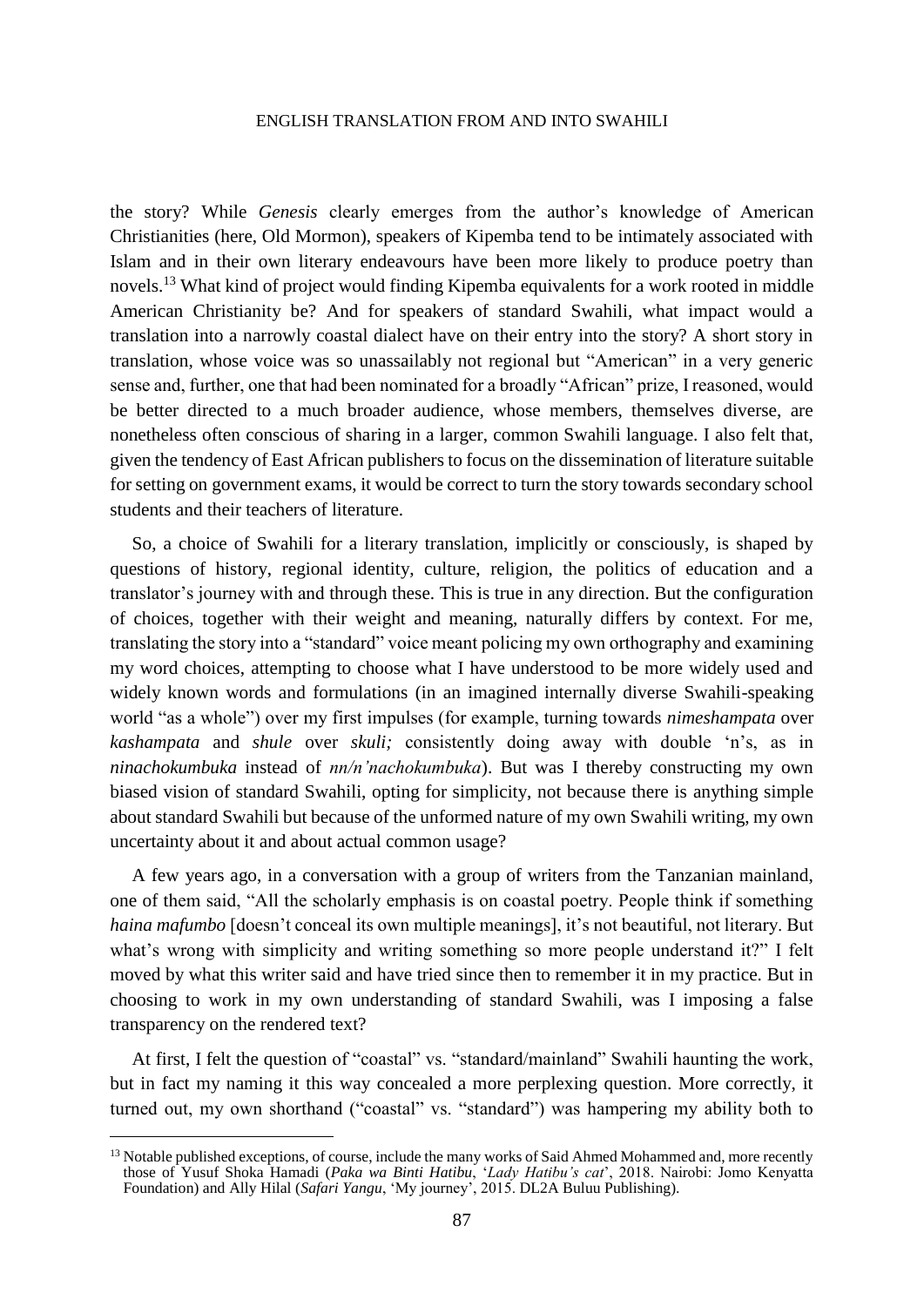the story? While *Genesis* clearly emerges from the author's knowledge of American Christianities (here, Old Mormon), speakers of Kipemba tend to be intimately associated with Islam and in their own literary endeavours have been more likely to produce poetry than novels.[13] What kind of project would finding Kipemba equivalents for a work rooted in middle American Christianity be? And for speakers of standard Swahili, what impact would a translation into a narrowly coastal dialect have on their entry into the story? A short story in translation, whose voice was so unassailably not regional but "American" in a very generic sense and, further, one that had been nominated for a broadly "African" prize, I reasoned, would be better directed to a much broader audience, whose members, themselves diverse, are nonetheless often conscious of sharing in a larger, common Swahili language. I also felt that, given the tendency of East African publishers to focus on the dissemination of literature suitable for setting on government exams, it would be correct to turn the story towards secondary school students and their teachers of literature.

So, a choice of Swahili for a literary translation, implicitly or consciously, is shaped by questions of history, regional identity, culture, religion, the politics of education and a translator's journey with and through these. This is true in any direction. But the configuration of choices, together with their weight and meaning, naturally differs by context. For me, translating the story into a "standard" voice meant policing my own orthography and examining my word choices, attempting to choose what I have understood to be more widely used and widely known words and formulations (in an imagined internally diverse Swahili-speaking world "as a whole") over my first impulses (for example, turning towards *nimeshampata* over *kashampata* and *shule* over *skuli;* consistently doing away with double 'n's, as in *ninachokumbuka* instead of *nn/n'nachokumbuka*). But was I thereby constructing my own biased vision of standard Swahili, opting for simplicity, not because there is anything simple about standard Swahili but because of the unformed nature of my own Swahili writing, my own uncertainty about it and about actual common usage?

A few years ago, in a conversation with a group of writers from the Tanzanian mainland, one of them said, "All the scholarly emphasis is on coastal poetry. People think if something *haina mafumbo* [doesn't conceal its own multiple meanings], it's not beautiful, not literary. But what's wrong with simplicity and writing something so more people understand it?" I felt moved by what this writer said and have tried since then to remember it in my practice. But in choosing to work in my own understanding of standard Swahili, was I imposing a false transparency on the rendered text?

At first, I felt the question of "coastal" vs. "standard/mainland" Swahili haunting the work, but in fact my naming it this way concealed a more perplexing question. More correctly, it turned out, my own shorthand ("coastal" vs. "standard") was hampering my ability both to

[13] Notable published exceptions, of course, include the many works of Said Ahmed Mohammed and, more recently those of Yusuf Shoka Hamadi (*Paka wa Binti Hatibu*, '*Lady Hatibu's cat*', 2018. Nairobi: Jomo Kenyatta Foundation) and Ally Hilal (*Safari Yangu*, 'My journey', 2015. DL2A Buluu Publishing).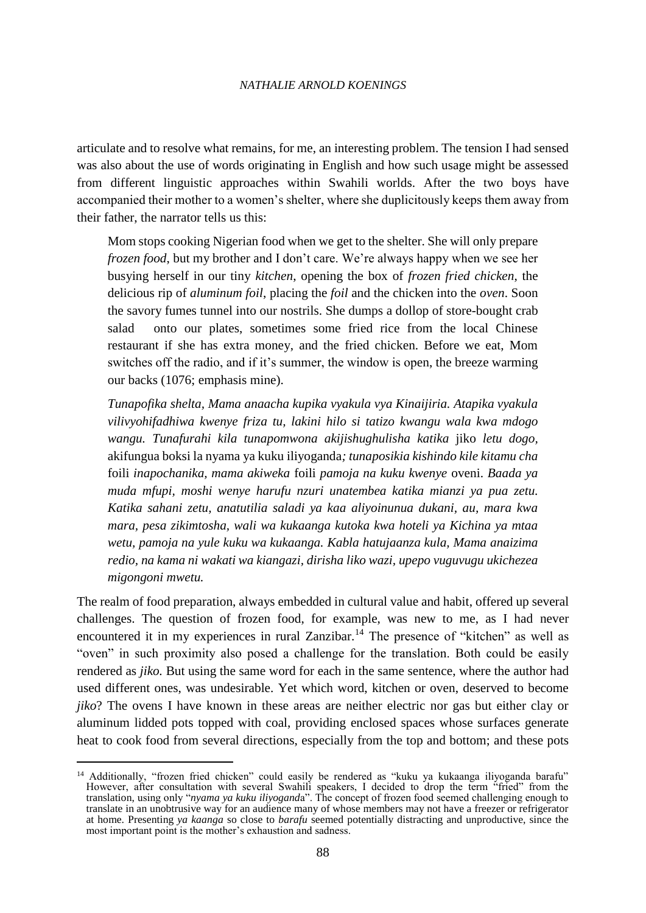articulate and to resolve what remains, for me, an interesting problem. The tension I had sensed was also about the use of words originating in English and how such usage might be assessed from different linguistic approaches within Swahili worlds. After the two boys have accompanied their mother to a women's shelter, where she duplicitously keeps them away from their father, the narrator tells us this:

> Mom stops cooking Nigerian food when we get to the shelter. She will only prepare *frozen food*, but my brother and I don't care. We're always happy when we see her busying herself in our tiny *kitchen*, opening the box of *frozen fried chicken*, the delicious rip of *aluminum foil*, placing the *foil* and the chicken into the *oven*. Soon the savory fumes tunnel into our nostrils. She dumps a dollop of store-bought crab salad onto our plates, sometimes some fried rice from the local Chinese restaurant if she has extra money, and the fried chicken. Before we eat, Mom switches off the radio, and if it's summer, the window is open, the breeze warming our backs (1076; emphasis mine).
>
> *Tunapofika shelta, Mama anaacha kupika vyakula vya Kinaijiria. Atapika vyakula vilivyohifadhiwa kwenye friza tu, lakini hilo si tatizo kwangu wala kwa mdogo wangu. Tunafurahi kila tunapomwona akijishughulisha katika* jiko *letu dogo,* akifungua boksi la nyama ya kuku iliyoganda*; tunaposikia kishindo kile kitamu cha* foili *inapochanika, mama akiweka* foili *pamoja na kuku kwenye* oveni. *Baada ya muda mfupi, moshi wenye harufu nzuri unatembea katika mianzi ya pua zetu. Katika sahani zetu, anatutilia saladi ya kaa aliyoinunua dukani, au, mara kwa mara, pesa zikimtosha, wali wa kukaanga kutoka kwa hoteli ya Kichina ya mtaa wetu, pamoja na yule kuku wa kukaanga. Kabla hatujaanza kula, Mama anaizima redio, na kama ni wakati wa kiangazi, dirisha liko wazi, upepo vuguvugu ukichezea migongoni mwetu.*

The realm of food preparation, always embedded in cultural value and habit, offered up several challenges. The question of frozen food, for example, was new to me, as I had never encountered it in my experiences in rural Zanzibar.[14] The presence of "kitchen" as well as "oven" in such proximity also posed a challenge for the translation. Both could be easily rendered as *jiko.* But using the same word for each in the same sentence, where the author had used different ones, was undesirable. Yet which word, kitchen or oven, deserved to become *jiko*? The ovens I have known in these areas are neither electric nor gas but either clay or aluminum lidded pots topped with coal, providing enclosed spaces whose surfaces generate heat to cook food from several directions, especially from the top and bottom; and these pots

[14] Additionally, "frozen fried chicken" could easily be rendered as "kuku ya kukaanga iliyoganda barafu" However, after consultation with several Swahili speakers, I decided to drop the term "fried" from the translation, using only "*nyama ya kuku iliyoganda*". The concept of frozen food seemed challenging enough to translate in an unobtrusive way for an audience many of whose members may not have a freezer or refrigerator at home. Presenting *ya kaanga* so close to *barafu* seemed potentially distracting and unproductive, since the most important point is the mother's exhaustion and sadness.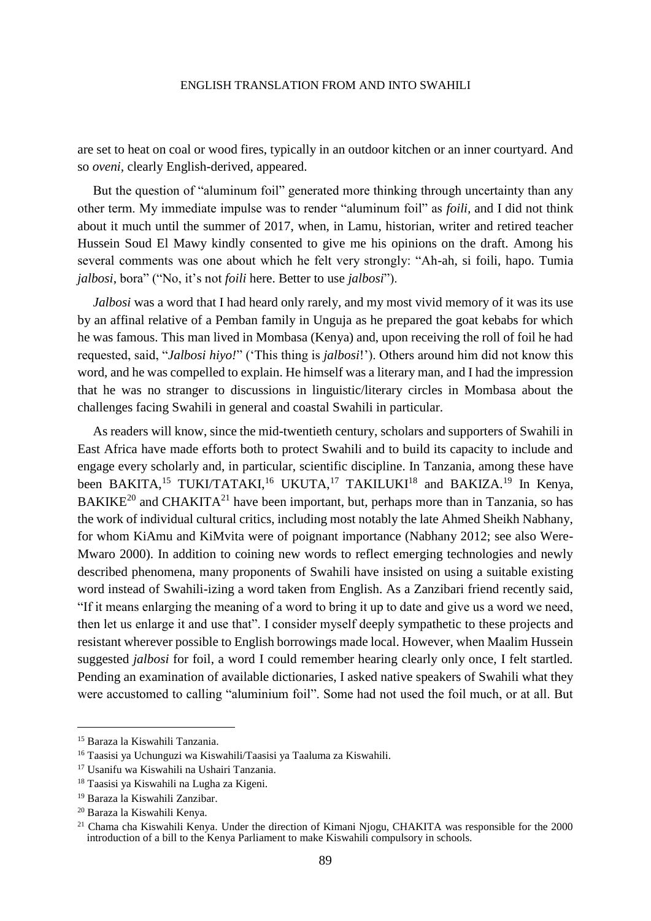are set to heat on coal or wood fires, typically in an outdoor kitchen or an inner courtyard. And so *oveni*, clearly English-derived, appeared.

But the question of "aluminum foil" generated more thinking through uncertainty than any other term. My immediate impulse was to render "aluminum foil" as *foili*, and I did not think about it much until the summer of 2017, when, in Lamu, historian, writer and retired teacher Hussein Soud El Mawy kindly consented to give me his opinions on the draft. Among his several comments was one about which he felt very strongly: "Ah-ah, si foili, hapo. Tumia *jalbosi*, bora" ("No, it's not *foili* here. Better to use *jalbosi*").

*Jalbosi* was a word that I had heard only rarely, and my most vivid memory of it was its use by an affinal relative of a Pemban family in Unguja as he prepared the goat kebabs for which he was famous. This man lived in Mombasa (Kenya) and, upon receiving the roll of foil he had requested, said, "*Jalbosi hiyo!*" ('This thing is *jalbosi*!'). Others around him did not know this word, and he was compelled to explain. He himself was a literary man, and I had the impression that he was no stranger to discussions in linguistic/literary circles in Mombasa about the challenges facing Swahili in general and coastal Swahili in particular.

As readers will know, since the mid-twentieth century, scholars and supporters of Swahili in East Africa have made efforts both to protect Swahili and to build its capacity to include and engage every scholarly and, in particular, scientific discipline. In Tanzania, among these have been BAKITA,[15] TUKI/TATAKI,[16] UKUTA,[17] TAKILUKI[18] and BAKIZA.[19] In Kenya, BAKIKE[20] and CHAKITA[21] have been important, but, perhaps more than in Tanzania, so has the work of individual cultural critics, including most notably the late Ahmed Sheikh Nabhany, for whom KiAmu and KiMvita were of poignant importance (Nabhany 2012; see also Were-Mwaro 2000). In addition to coining new words to reflect emerging technologies and newly described phenomena, many proponents of Swahili have insisted on using a suitable existing word instead of Swahili-izing a word taken from English. As a Zanzibari friend recently said, "If it means enlarging the meaning of a word to bring it up to date and give us a word we need, then let us enlarge it and use that". I consider myself deeply sympathetic to these projects and resistant wherever possible to English borrowings made local. However, when Maalim Hussein suggested *jalbosi* for foil, a word I could remember hearing clearly only once, I felt startled. Pending an examination of available dictionaries, I asked native speakers of Swahili what they were accustomed to calling "aluminium foil". Some had not used the foil much, or at all. But

---

[15] Baraza la Kiswahili Tanzania.

[16] Taasisi ya Uchunguzi wa Kiswahili/Taasisi ya Taaluma za Kiswahili.

[17] Usanifu wa Kiswahili na Ushairi Tanzania.

[18] Taasisi ya Kiswahili na Lugha za Kigeni.

[19] Baraza la Kiswahili Zanzibar.

[20] Baraza la Kiswahili Kenya.

[21] Chama cha Kiswahili Kenya. Under the direction of Kimani Njogu, CHAKITA was responsible for the 2000 introduction of a bill to the Kenya Parliament to make Kiswahili compulsory in schools.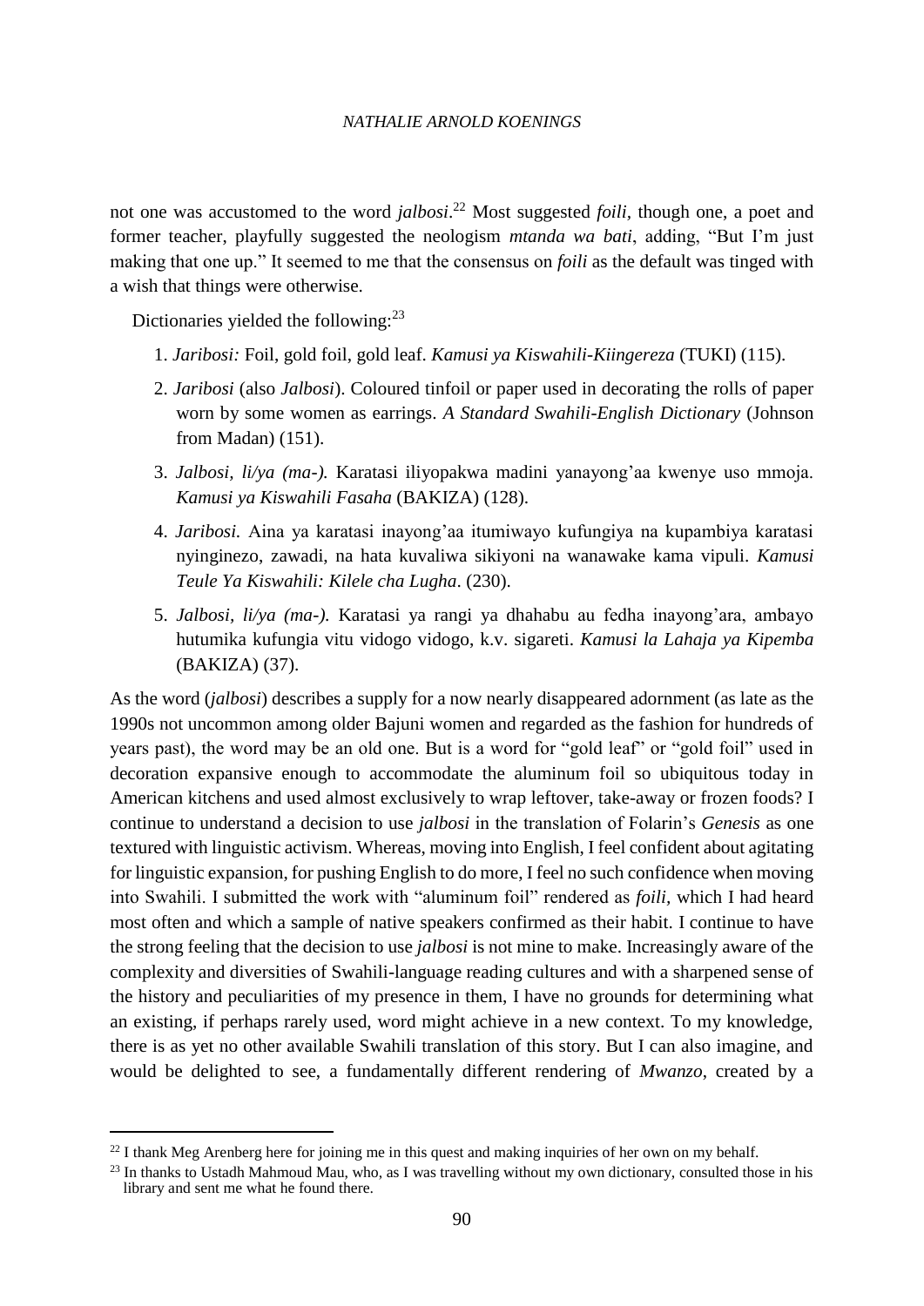not one was accustomed to the word *jalbosi*.[22] Most suggested *foili*, though one, a poet and former teacher, playfully suggested the neologism *mtanda wa bati*, adding, "But I'm just making that one up." It seemed to me that the consensus on *foili* as the default was tinged with a wish that things were otherwise.

Dictionaries yielded the following:[23]

1. *Jaribosi:* Foil, gold foil, gold leaf. *Kamusi ya Kiswahili-Kiingereza* (TUKI) (115).
2. *Jaribosi* (also *Jalbosi*). Coloured tinfoil or paper used in decorating the rolls of paper worn by some women as earrings. *A Standard Swahili-English Dictionary* (Johnson from Madan) (151).
3. *Jalbosi, li/ya (ma-).* Karatasi iliyopakwa madini yanayong'aa kwenye uso mmoja. *Kamusi ya Kiswahili Fasaha* (BAKIZA) (128).
4. *Jaribosi.* Aina ya karatasi inayong'aa itumiwayo kufungiya na kupambiya karatasi nyinginezo, zawadi, na hata kuvaliwa sikiyoni na wanawake kama vipuli. *Kamusi Teule Ya Kiswahili: Kilele cha Lugha*. (230).
5. *Jalbosi, li/ya (ma-).* Karatasi ya rangi ya dhahabu au fedha inayong'ara, ambayo hutumika kufungia vitu vidogo vidogo, k.v. sigareti. *Kamusi la Lahaja ya Kipemba* (BAKIZA) (37).

As the word (*jalbosi*) describes a supply for a now nearly disappeared adornment (as late as the 1990s not uncommon among older Bajuni women and regarded as the fashion for hundreds of years past), the word may be an old one. But is a word for "gold leaf" or "gold foil" used in decoration expansive enough to accommodate the aluminum foil so ubiquitous today in American kitchens and used almost exclusively to wrap leftover, take-away or frozen foods? I continue to understand a decision to use *jalbosi* in the translation of Folarin's *Genesis* as one textured with linguistic activism. Whereas, moving into English, I feel confident about agitating for linguistic expansion, for pushing English to do more, I feel no such confidence when moving into Swahili. I submitted the work with "aluminum foil" rendered as *foili*, which I had heard most often and which a sample of native speakers confirmed as their habit. I continue to have the strong feeling that the decision to use *jalbosi* is not mine to make. Increasingly aware of the complexity and diversities of Swahili-language reading cultures and with a sharpened sense of the history and peculiarities of my presence in them, I have no grounds for determining what an existing, if perhaps rarely used, word might achieve in a new context. To my knowledge, there is as yet no other available Swahili translation of this story. But I can also imagine, and would be delighted to see, a fundamentally different rendering of *Mwanzo*, created by a

[22] I thank Meg Arenberg here for joining me in this quest and making inquiries of her own on my behalf.

[23] In thanks to Ustadh Mahmoud Mau, who, as I was travelling without my own dictionary, consulted those in his library and sent me what he found there.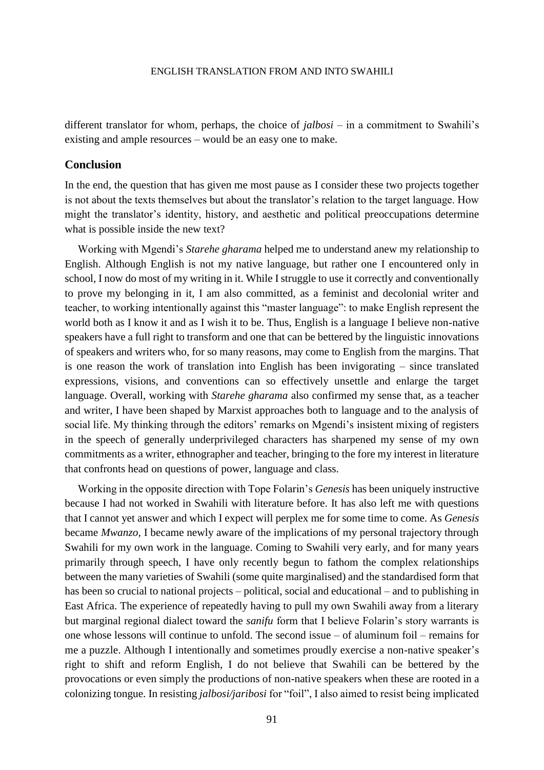different translator for whom, perhaps, the choice of *jalbosi* – in a commitment to Swahili's existing and ample resources – would be an easy one to make.

## Conclusion

In the end, the question that has given me most pause as I consider these two projects together is not about the texts themselves but about the translator's relation to the target language. How might the translator's identity, history, and aesthetic and political preoccupations determine what is possible inside the new text?

Working with Mgendi's *Starehe gharama* helped me to understand anew my relationship to English. Although English is not my native language, but rather one I encountered only in school, I now do most of my writing in it. While I struggle to use it correctly and conventionally to prove my belonging in it, I am also committed, as a feminist and decolonial writer and teacher, to working intentionally against this "master language": to make English represent the world both as I know it and as I wish it to be. Thus, English is a language I believe non-native speakers have a full right to transform and one that can be bettered by the linguistic innovations of speakers and writers who, for so many reasons, may come to English from the margins. That is one reason the work of translation into English has been invigorating – since translated expressions, visions, and conventions can so effectively unsettle and enlarge the target language. Overall, working with *Starehe gharama* also confirmed my sense that, as a teacher and writer, I have been shaped by Marxist approaches both to language and to the analysis of social life. My thinking through the editors' remarks on Mgendi's insistent mixing of registers in the speech of generally underprivileged characters has sharpened my sense of my own commitments as a writer, ethnographer and teacher, bringing to the fore my interest in literature that confronts head on questions of power, language and class.

Working in the opposite direction with Tope Folarin's *Genesis* has been uniquely instructive because I had not worked in Swahili with literature before. It has also left me with questions that I cannot yet answer and which I expect will perplex me for some time to come. As *Genesis* became *Mwanzo,* I became newly aware of the implications of my personal trajectory through Swahili for my own work in the language. Coming to Swahili very early, and for many years primarily through speech, I have only recently begun to fathom the complex relationships between the many varieties of Swahili (some quite marginalised) and the standardised form that has been so crucial to national projects – political, social and educational – and to publishing in East Africa. The experience of repeatedly having to pull my own Swahili away from a literary but marginal regional dialect toward the *sanifu* form that I believe Folarin's story warrants is one whose lessons will continue to unfold. The second issue – of aluminum foil – remains for me a puzzle. Although I intentionally and sometimes proudly exercise a non-native speaker's right to shift and reform English, I do not believe that Swahili can be bettered by the provocations or even simply the productions of non-native speakers when these are rooted in a colonizing tongue. In resisting *jalbosi/jaribosi* for "foil", I also aimed to resist being implicated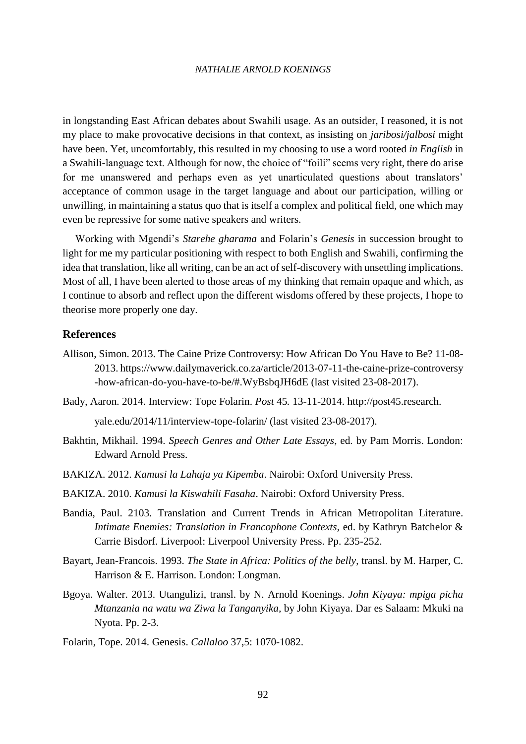in longstanding East African debates about Swahili usage. As an outsider, I reasoned, it is not my place to make provocative decisions in that context, as insisting on *jaribosi/jalbosi* might have been. Yet, uncomfortably, this resulted in my choosing to use a word rooted *in English* in a Swahili-language text. Although for now, the choice of "foili" seems very right, there do arise for me unanswered and perhaps even as yet unarticulated questions about translators' acceptance of common usage in the target language and about our participation, willing or unwilling, in maintaining a status quo that is itself a complex and political field, one which may even be repressive for some native speakers and writers.

Working with Mgendi's *Starehe gharama* and Folarin's *Genesis* in succession brought to light for me my particular positioning with respect to both English and Swahili, confirming the idea that translation, like all writing, can be an act of self-discovery with unsettling implications. Most of all, I have been alerted to those areas of my thinking that remain opaque and which, as I continue to absorb and reflect upon the different wisdoms offered by these projects, I hope to theorise more properly one day.

## References

Allison, Simon. 2013. The Caine Prize Controversy: How African Do You Have to Be? 11-08-2013. https://www.dailymaverick.co.za/article/2013-07-11-the-caine-prize-controversy-how-african-do-you-have-to-be/#.WyBsbqJH6dE (last visited 23-08-2017).

Bady, Aaron. 2014. Interview: Tope Folarin. *Post* 45*.* 13-11-2014. http://post45.research.yale.edu/2014/11/interview-tope-folarin/ (last visited 23-08-2017).

Bakhtin, Mikhail. 1994. *Speech Genres and Other Late Essays*, ed. by Pam Morris. London: Edward Arnold Press.

BAKIZA. 2012. *Kamusi la Lahaja ya Kipemba*. Nairobi: Oxford University Press.

BAKIZA. 2010. *Kamusi la Kiswahili Fasaha*. Nairobi: Oxford University Press.

Bandia, Paul. 2103. Translation and Current Trends in African Metropolitan Literature. *Intimate Enemies: Translation in Francophone Contexts*, ed. by Kathryn Batchelor & Carrie Bisdorf. Liverpool: Liverpool University Press. Pp. 235-252.

Bayart, Jean-Francois. 1993. *The State in Africa: Politics of the belly*, transl. by M. Harper, C. Harrison & E. Harrison. London: Longman.

Bgoya. Walter. 2013. Utangulizi, transl. by N. Arnold Koenings. *John Kiyaya: mpiga picha Mtanzania na watu wa Ziwa la Tanganyika*, by John Kiyaya. Dar es Salaam: Mkuki na Nyota. Pp. 2-3.

Folarin, Tope. 2014. Genesis. *Callaloo* 37,5: 1070-1082.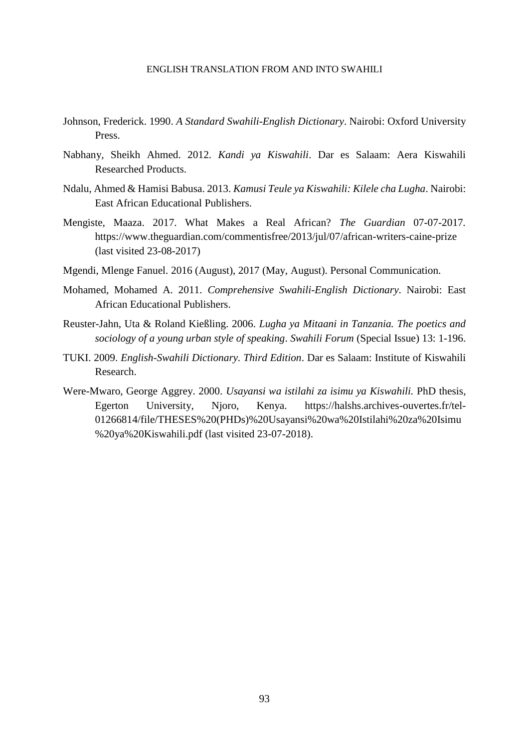Johnson, Frederick. 1990. *A Standard Swahili-English Dictionary*. Nairobi: Oxford University Press.

Nabhany, Sheikh Ahmed. 2012. *Kandi ya Kiswahili*. Dar es Salaam: Aera Kiswahili Researched Products.

Ndalu, Ahmed & Hamisi Babusa. 2013. *Kamusi Teule ya Kiswahili: Kilele cha Lugha*. Nairobi: East African Educational Publishers.

Mengiste, Maaza. 2017. What Makes a Real African? *The Guardian* 07-07-2017. https://www.theguardian.com/commentisfree/2013/jul/07/african-writers-caine-prize (last visited 23-08-2017)

Mgendi, Mlenge Fanuel. 2016 (August), 2017 (May, August). Personal Communication.

Mohamed, Mohamed A. 2011. *Comprehensive Swahili-English Dictionary*. Nairobi: East African Educational Publishers.

Reuster-Jahn, Uta & Roland Kießling. 2006. *Lugha ya Mitaani in Tanzania. The poetics and sociology of a young urban style of speaking*. *Swahili Forum* (Special Issue) 13: 1-196.

TUKI. 2009. *English-Swahili Dictionary. Third Edition*. Dar es Salaam: Institute of Kiswahili Research.

Were-Mwaro, George Aggrey. 2000. *Usayansi wa istilahi za isimu ya Kiswahili.* PhD thesis, Egerton University, Njoro, Kenya. https://halshs.archives-ouvertes.fr/tel-01266814/file/THESES%20(PHDs)%20Usayansi%20wa%20Istilahi%20za%20Isimu%20ya%20Kiswahili.pdf (last visited 23-07-2018).